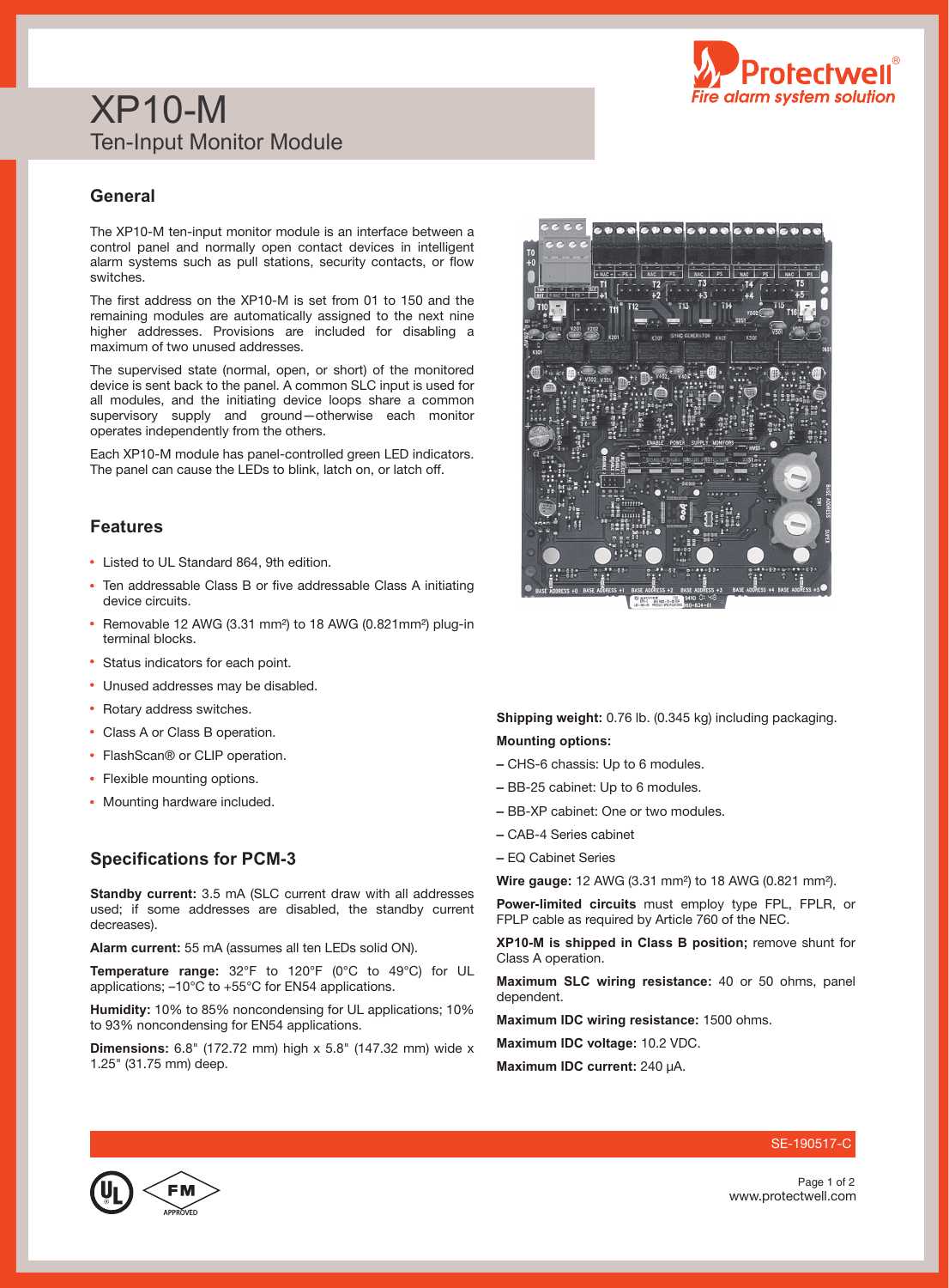# XP10-M

## Ten-Input Monitor Module

## General

The XP10-M ten-input monitor module is an interface between a control panel and normally open contact devices in intelligent alarm systems such as pull stations, security contacts, or flow switches.

The first address on the XP10-M is set from 01 to 150 and the remaining modules are automatically assigned to the next nine higher addresses. Provisions are included for disabling a maximum of two unused addresses.

The supervised state (normal, open, or short) of the monitored device is sent back to the panel. A common SLC input is used for all modules, and the initiating device loops share a common supervisory supply and ground—otherwise each monitor operates independently from the others.

Each XP10-M module has panel-controlled green LED indicators. The panel can cause the LEDs to blink, latch on, or latch off.

## Features

- Listed to UL Standard 864, 9th edition.
- Ten addressable Class B or five addressable Class A initiating device circuits.
- Removable 12 AWG (3.31 mm²) to 18 AWG (0.821mm²) plug-in terminal blocks.
- Status indicators for each point.
- Unused addresses may be disabled.
- Rotary address switches.
- Class A or Class B operation.
- FlashScan® or CLIP operation.
- Flexible mounting options.
- Mounting hardware included.

## Specifications for PCM-3

**Standby current:** 3.5 mA (SLC current draw with all addresses used; if some addresses are disabled, the standby current decreases).

**Alarm current:** 55 mA (assumes all ten LEDs solid ON).

**Temperature range:** 32°F to 120°F (0°C to 49°C) for UL applications; –10°C to +55°C for EN54 applications.

**Humidity:** 10% to 85% noncondensing for UL applications; 10% to 93% noncondensing for EN54 applications.

**Dimensions:** 6.8" (172.72 mm) high x 5.8" (147.32 mm) wide x 1.25" (31.75 mm) deep.

**Shipping weight:** 0.76 lb. (0.345 kg) including packaging.

**Mounting options:**

– CHS-6 chassis: Up to 6 modules.

– BB-25 cabinet: Up to 6 modules.

– BB-XP cabinet: One or two modules.

– CAB-4 Series cabinet

– EQ Cabinet Series

**Wire gauge:** 12 AWG (3.31 mm²) to 18 AWG (0.821 mm²).

**Power-limited circuits** must employ type FPL, FPLR, or FPLP cable as required by Article 760 of the NEC.

**XP10-M is shipped in Class B position;** remove shunt for Class A operation.

**Maximum SLC wiring resistance:** 40 or 50 ohms, panel dependent.

**Maximum IDC wiring resistance:** 1500 ohms.

**Maximum IDC voltage:** 10.2 VDC.

**Maximum IDC current:** 240 µA.

SE-190517-C

www.protectwell.com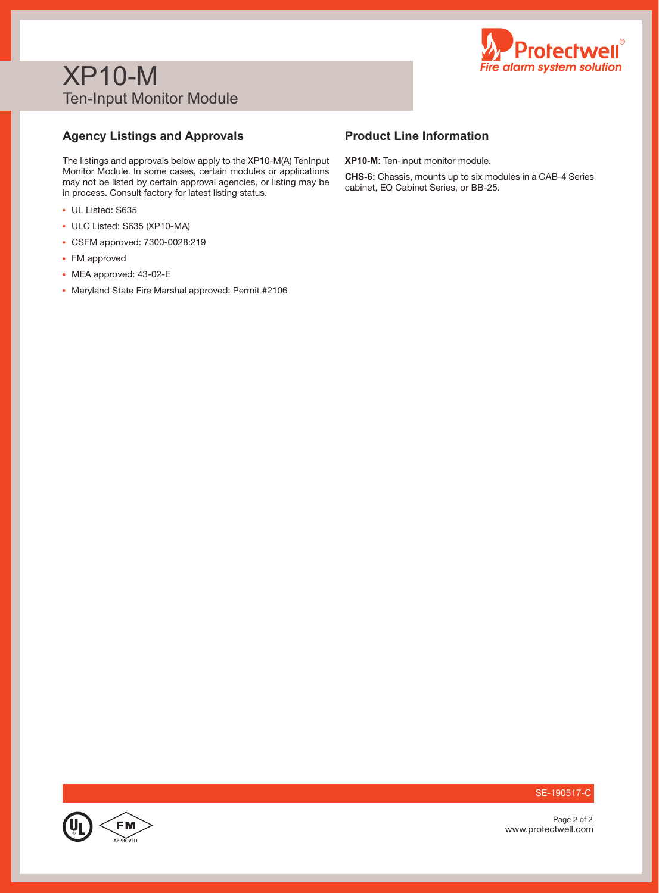# XP10-M

Ten-Input Monitor Module

## Agency Listings and Approvals

The listings and approvals below apply to the XP10-M(A) TenInput Monitor Module. In some cases, certain modules or applications may not be listed by certain approval agencies, or listing may be in process. Consult factory for latest listing status.

- UL Listed: S635
- ULC Listed: S635 (XP10-MA)
- CSFM approved: 7300-0028:219
- FM approved
- MEA approved: 43-02-E
- Maryland State Fire Marshal approved: Permit #2106

## Product Line Information

**XP10-M:** Ten-input monitor module.

**CHS-6:** Chassis, mounts up to six modules in a CAB-4 Series cabinet, EQ Cabinet Series, or BB-25.

SE-190517-C

www.protectwell.com